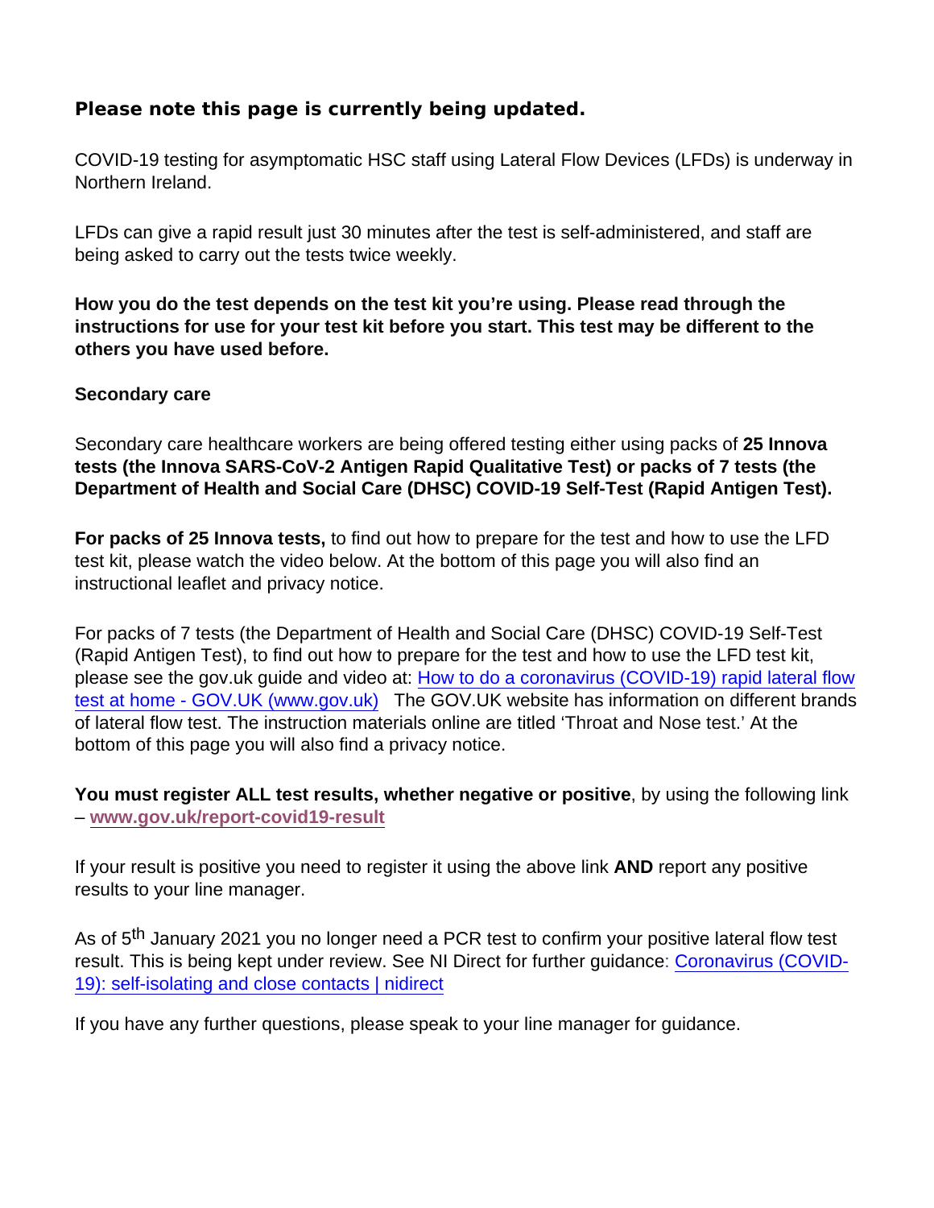**Please note this page is currently being updated.**

COVID-19 testing for asymptomatic HSC staff using Lateral Flow Devices (LFDs) is underway in Northern Ireland.

LFDs can give a rapid result just 30 minutes after the test is self-administered, and staff are being asked to carry out the tests twice weekly.

**How you do the test depends on the test kit you're using. Please read through the instructions for use for your test kit before you start. This test may be different to the others you have used before.**

**Secondary care**

Secondary care healthcare workers are being offered testing either using packs of **25 Innova tests (the Innova SARS-CoV-2 Antigen Rapid Qualitative Test) or packs of 7 tests (the Department of Health and Social Care (DHSC) COVID-19 Self-Test (Rapid Antigen Test).**

**For packs of 25 Innova tests,** to find out how to prepare for the test and how to use the LFD test kit, please watch the video below. At the bottom of this page you will also find an instructional leaflet and privacy notice.

For packs of 7 tests (the Department of Health and Social Care (DHSC) COVID-19 Self-Test (Rapid Antigen Test), to find out how to prepare for the test and how to use the LFD test kit, please see the gov.uk guide and video at: How to do a coronavirus (COVID-19) rapid lateral flow test at home - GOV.UK (www.gov.uk) The GOV.UK website has information on different brands of lateral flow test. The instruction materials online are titled 'Throat and Nose test.' At the bottom of this page you will also find a privacy notice.

**You must register ALL test results, whether negative or positive**, by using the following link – **www.gov.uk/report-covid19-result**

If your result is positive you need to register it using the above link **AND** report any positive results to your line manager.

As of 5th January 2021 you no longer need a PCR test to confirm your positive lateral flow test result. This is being kept under review. See NI Direct for further guidance: Coronavirus (COVID-19): self-isolating and close contacts | nidirect

If you have any further questions, please speak to your line manager for guidance.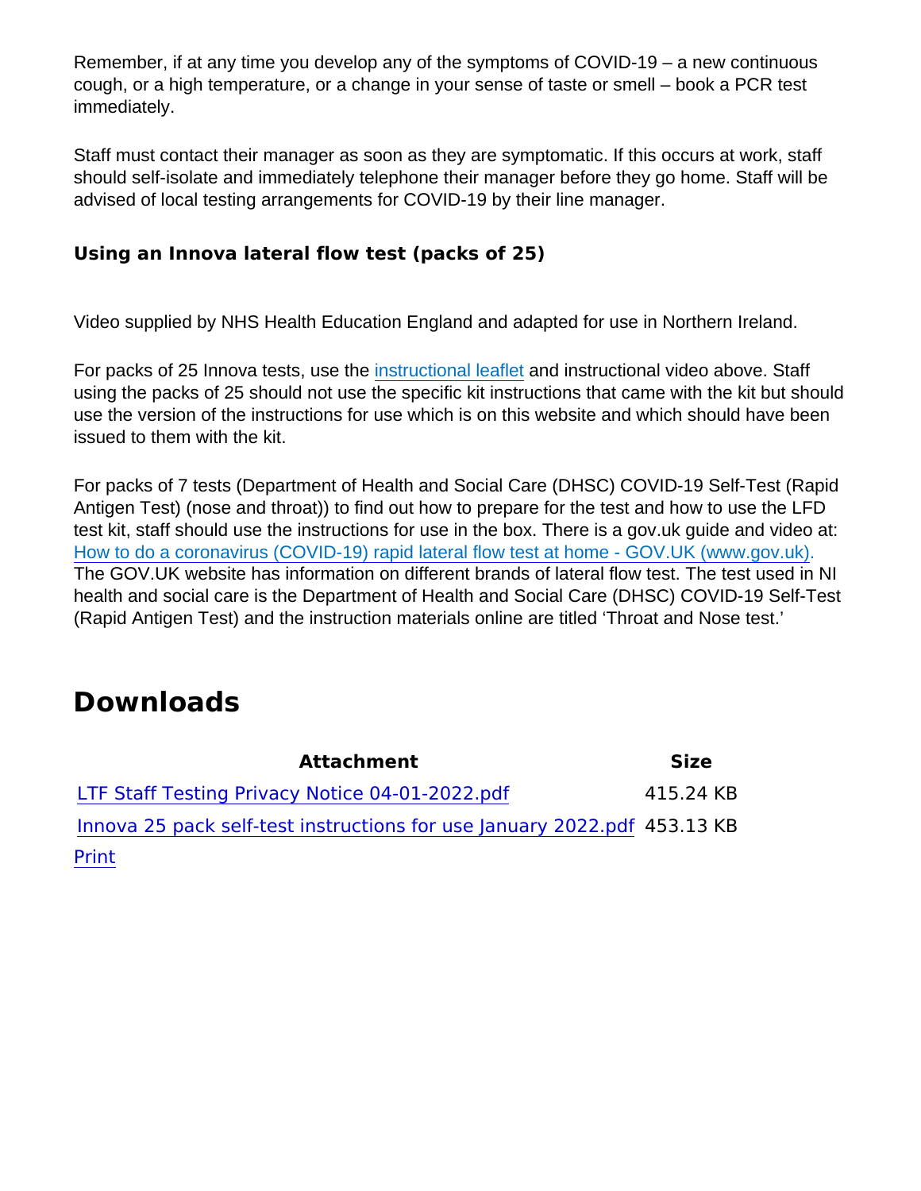Remember, if at any time you develop any of the symptoms of COVID-19 – a new continuous cough, or a high temperature, or a change in your sense of taste or smell – book a PCR test immediately.

Staff must contact their manager as soon as they are symptomatic. If this occurs at work, staff should self-isolate and immediately telephone their manager before they go home. Staff will be advised of local testing arrangements for COVID-19 by their line manager.

### Using an Innova lateral flow test (packs of 25)

Video supplied by NHS Health Education England and adapted for use in Northern Ireland.

For packs of 25 Innova tests, use the instructional leaflet and instructional video above. Staff using the packs of 25 should not use the specific kit instructions that came with the kit but should use the version of the instructions for use which is on this website and which should have been issued to them with the kit.

For packs of 7 tests (Department of Health and Social Care (DHSC) COVID-19 Self-Test (Rapid Antigen Test) (nose and throat)) to find out how to prepare for the test and how to use the LFD test kit, staff should use the instructions for use in the box. There is a gov.uk guide and video at: How to do a coronavirus (COVID-19) rapid lateral flow test at home - GOV.UK (www.gov.uk). The GOV.UK website has information on different brands of lateral flow test. The test used in NI health and social care is the Department of Health and Social Care (DHSC) COVID-19 Self-Test (Rapid Antigen Test) and the instruction materials online are titled 'Throat and Nose test.'

## Downloads

| Attachment | Size |
|---|---|
| LTF Staff Testing Privacy Notice 04-01-2022.pdf | 415.24 KB |
| Innova 25 pack self-test instructions for use January 2022.pdf | 453.13 KB |

Print